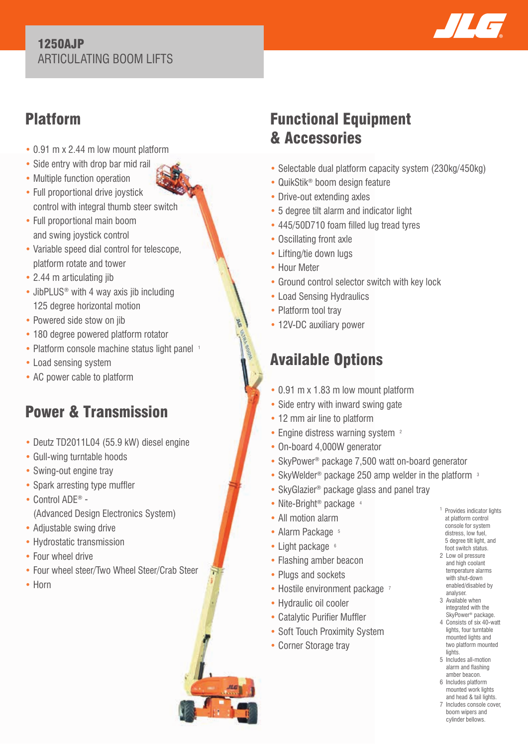# 1250AJP

## ARTICULATING BOOM LIFTS

## Platform

- 0.91 m x 2.44 m low mount platform
- Side entry with drop bar mid rail
- Multiple function operation
- Full proportional drive joystick control with integral thumb steer switch
- Full proportional main boom and swing joystick control
- Variable speed dial control for telescope, platform rotate and tower
- 2.44 m articulating jib
- JibPLUS® with 4 way axis jib including 125 degree horizontal motion
- Powered side stow on jib
- 180 degree powered platform rotator
- Platform console machine status light panel [1]
- Load sensing system
- AC power cable to platform

## Power & Transmission

- Deutz TD2011L04 (55.9 kW) diesel engine
- Gull-wing turntable hoods
- Swing-out engine tray
- Spark arresting type muffler
- Control ADE® - (Advanced Design Electronics System)
- Adjustable swing drive
- Hydrostatic transmission
- Four wheel drive
- Four wheel steer/Two Wheel Steer/Crab Steer
- Horn

## Functional Equipment & Accessories

- Selectable dual platform capacity system (230kg/450kg)
- QuikStik® boom design feature
- Drive-out extending axles
- 5 degree tilt alarm and indicator light
- 445/50D710 foam filled lug tread tyres
- Oscillating front axle
- Lifting/tie down lugs
- Hour Meter
- Ground control selector switch with key lock
- Load Sensing Hydraulics
- Platform tool tray
- 12V-DC auxiliary power

## Available Options

- 0.91 m x 1.83 m low mount platform
- Side entry with inward swing gate
- 12 mm air line to platform
- Engine distress warning system [2]
- On-board 4,000W generator
- SkyPower® package 7,500 watt on-board generator
- SkyWelder® package 250 amp welder in the platform [3]
- SkyGlazier® package glass and panel tray
- Nite-Bright® package [4]
- All motion alarm
- Alarm Package [5]
- Light package [6]
- Flashing amber beacon
- Plugs and sockets
- Hostile environment package [7]
- Hydraulic oil cooler
- Catalytic Purifier Muffler
- Soft Touch Proximity System
- Corner Storage tray

1. Provides indicator lights at platform control console for system distress, low fuel, 5 degree tilt light, and foot switch status.
2. Low oil pressure and high coolant temperature alarms with shut-down enabled/disabled by analyser.
3. Available when integrated with the SkyPower® package.
4. Consists of six 40-watt lights, four turntable mounted lights and two platform mounted lights.
5. Includes all-motion alarm and flashing amber beacon.
6. Includes platform mounted work lights and head & tail lights.
7. Includes console cover, boom wipers and cylinder bellows.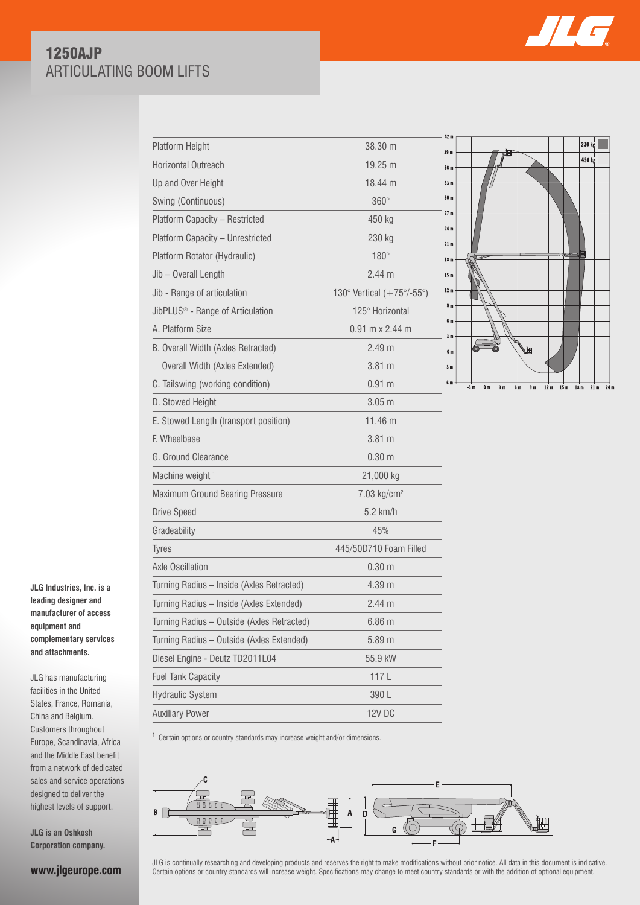# 1250AJP
ARTICULATING BOOM LIFTS

| | |
|---|---|
| Platform Height | 38.30 m |
| Horizontal Outreach | 19.25 m |
| Up and Over Height | 18.44 m |
| Swing (Continuous) | 360° |
| Platform Capacity – Restricted | 450 kg |
| Platform Capacity – Unrestricted | 230 kg |
| Platform Rotator (Hydraulic) | 180° |
| Jib – Overall Length | 2.44 m |
| Jib - Range of articulation | 130° Vertical (+75°/-55°) |
| JibPLUS® - Range of Articulation | 125° Horizontal |
| A. Platform Size | 0.91 m x 2.44 m |
| B. Overall Width (Axles Retracted) | 2.49 m |
| Overall Width (Axles Extended) | 3.81 m |
| C. Tailswing (working condition) | 0.91 m |
| D. Stowed Height | 3.05 m |
| E. Stowed Length (transport position) | 11.46 m |
| F. Wheelbase | 3.81 m |
| G. Ground Clearance | 0.30 m |
| Machine weight [1] | 21,000 kg |
| Maximum Ground Bearing Pressure | 7.03 kg/cm² |
| Drive Speed | 5.2 km/h |
| Gradeability | 45% |
| Tyres | 445/50D710 Foam Filled |
| Axle Oscillation | 0.30 m |
| Turning Radius – Inside (Axles Retracted) | 4.39 m |
| Turning Radius – Inside (Axles Extended) | 2.44 m |
| Turning Radius – Outside (Axles Retracted) | 6.86 m |
| Turning Radius – Outside (Axles Extended) | 5.89 m |
| Diesel Engine - Deutz TD2011L04 | 55.9 kW |
| Fuel Tank Capacity | 117 L |
| Hydraulic System | 390 L |
| Auxiliary Power | 12V DC |

[1] Certain options or country standards may increase weight and/or dimensions.

230 kg
450 kg
42 m 39 m 36 m 33 m 30 m 27 m 24 m 21 m 18 m 15 m 12 m 9 m 6 m 3 m 0 m -3 m -6 m
-3 m 0 m 3 m 6 m 9 m 12 m 15 m 18 m 21 m 24 m

C B A D E G F

**JLG Industries, Inc. is a leading designer and manufacturer of access equipment and complementary services and attachments.**

JLG has manufacturing facilities in the United States, France, Romania, China and Belgium. Customers throughout Europe, Scandinavia, Africa and the Middle East benefit from a network of dedicated sales and service operations designed to deliver the highest levels of support.

**JLG is an Oshkosh Corporation company.**

**www.jlgeurope.com**

JLG is continually researching and developing products and reserves the right to make modifications without prior notice. All data in this document is indicative. Certain options or country standards will increase weight. Specifications may change to meet country standards or with the addition of optional equipment.